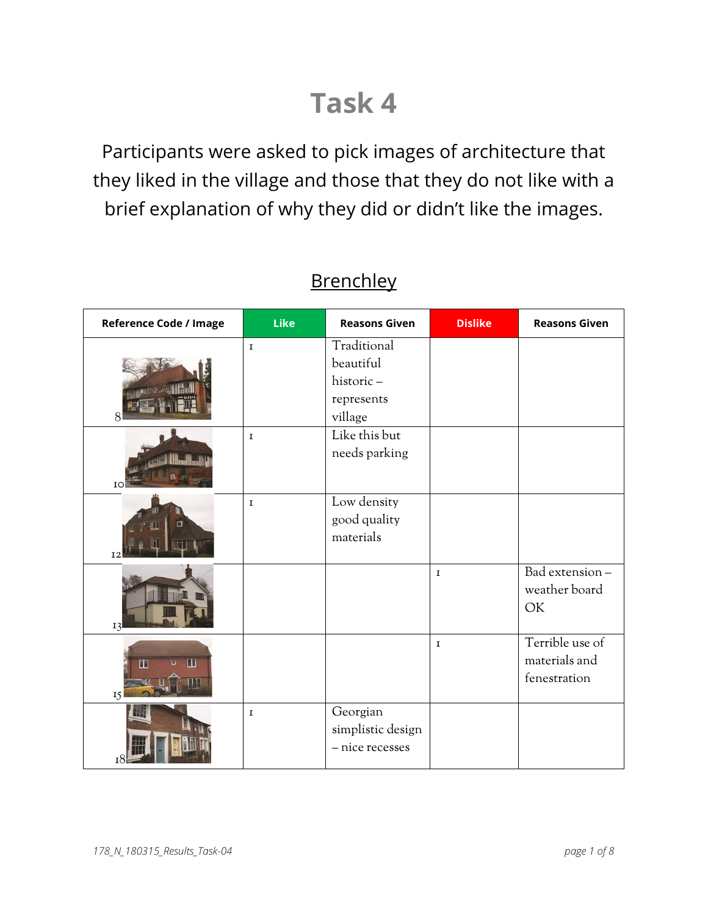# Task 4

Participants were asked to pick images of architecture that they liked in the village and those that they do not like with a brief explanation of why they did or didn't like the images.

## Brenchley

| Reference Code / Image | Like | Reasons Given | Dislike | Reasons Given |
|---|---|---|---|---|
| 8 | 1 | Traditional beautiful historic – represents village | | |
| 10 | 1 | Like this but needs parking | | |
| 12 | 1 | Low density good quality materials | | |
| 13 | | | 1 | Bad extension – weather board OK |
| 15 | | | 1 | Terrible use of materials and fenestration |
| 18 | 1 | Georgian simplistic design – nice recesses | | |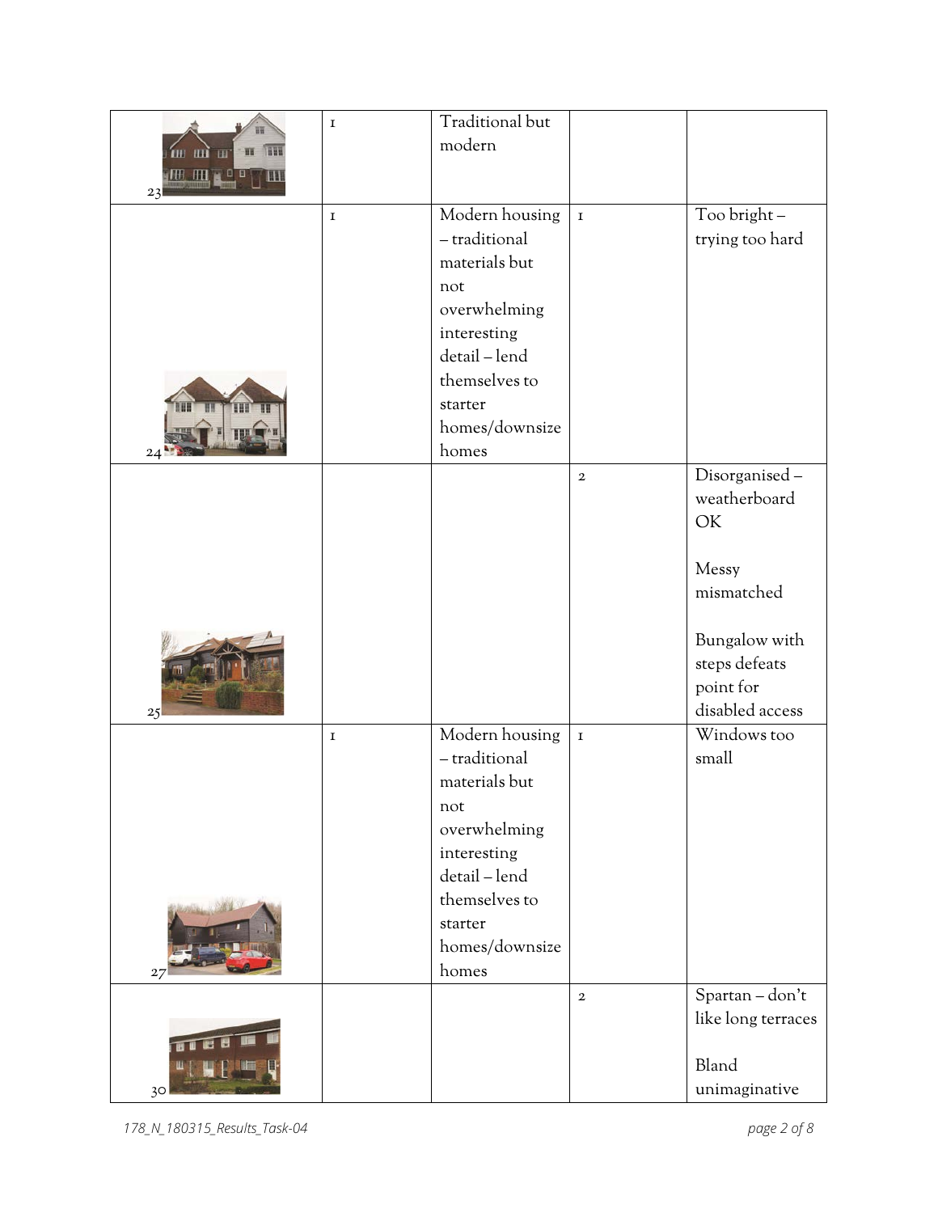| | | | | |
|---|---|---|---|---|
| 23 | I | Traditional but modern | | |
| 24 | I | Modern housing – traditional materials but not overwhelming interesting detail – lend themselves to starter homes/downsize homes | I | Too bright – trying too hard |
| 25 | | | 2 | Disorganised – weatherboard OK<br><br>Messy mismatched<br><br>Bungalow with steps defeats point for disabled access |
| 27 | I | Modern housing – traditional materials but not overwhelming interesting detail – lend themselves to starter homes/downsize homes | I | Windows too small |
| 30 | | | 2 | Spartan – don't like long terraces<br><br>Bland unimaginative |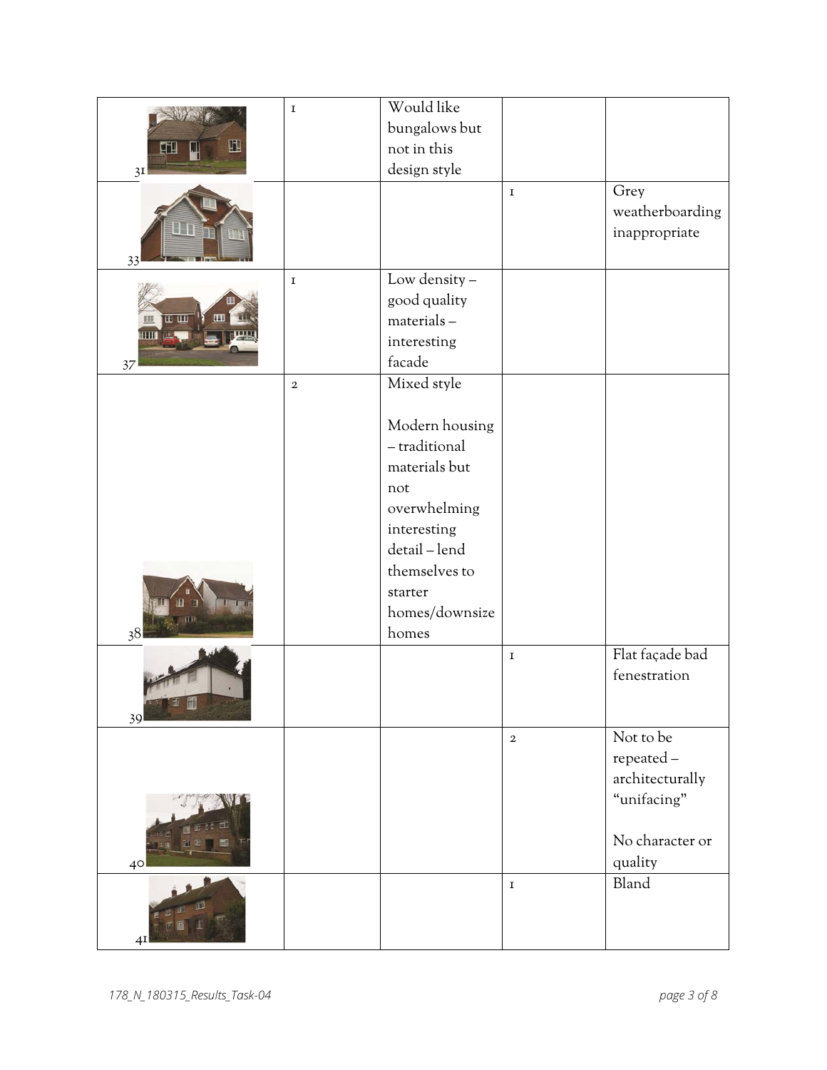| | | | | |
|---|---|---|---|---|
| 31 | 1 | Would like bungalows but not in this design style | | |
| 33 | | | 1 | Grey weatherboarding inappropriate |
| 37 | 1 | Low density – good quality materials – interesting facade | | |
| 38 | 2 | Mixed style<br><br>Modern housing – traditional materials but not overwhelming interesting detail – lend themselves to starter homes/downsize homes | | |
| 39 | | | 1 | Flat façade bad fenestration |
| 40 | | | 2 | Not to be repeated – architecturally "unifacing"<br><br>No character or quality |
| 41 | | | 1 | Bland |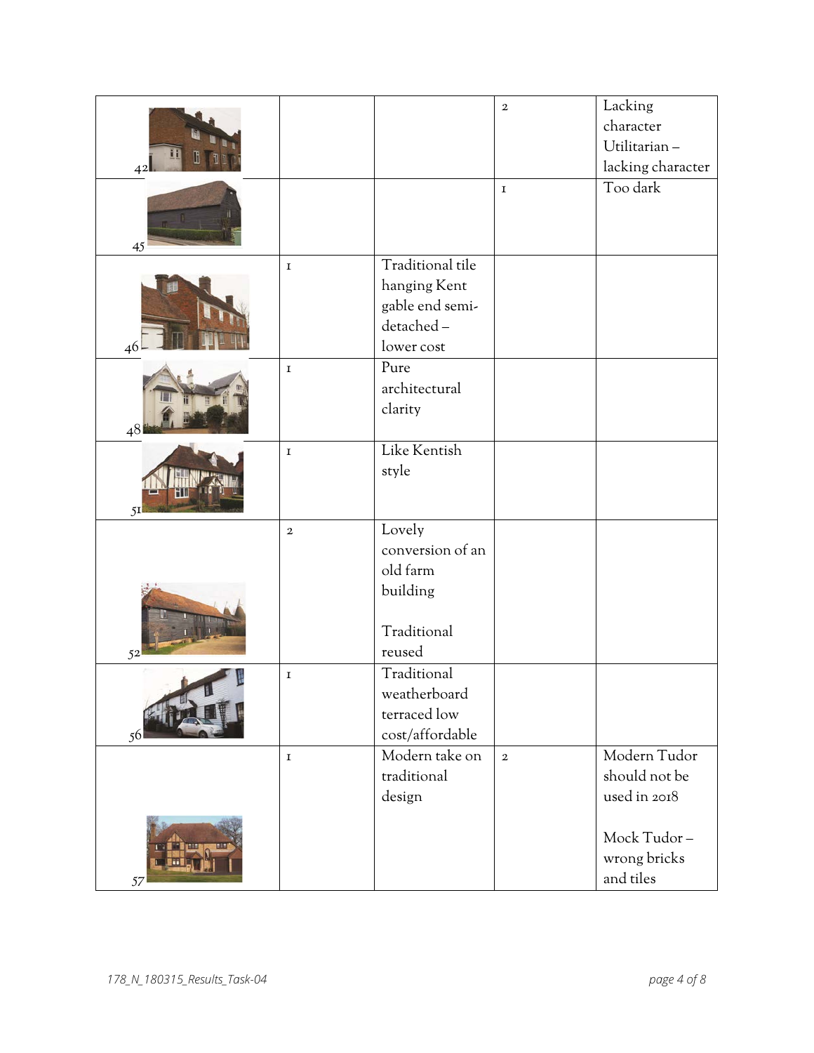| | | | | |
|---|---|---|---|---|
| 42 | | | 2 | Lacking character Utilitarian – lacking character |
| 45 | | | 1 | Too dark |
| 46 | 1 | Traditional tile hanging Kent gable end semi-detached – lower cost | | |
| 48 | 1 | Pure architectural clarity | | |
| 51 | 1 | Like Kentish style | | |
| 52 | 2 | Lovely conversion of an old farm building<br><br>Traditional reused | | |
| 56 | 1 | Traditional weatherboard terraced low cost/affordable | | |
| 57 | 1 | Modern take on traditional design | 2 | Modern Tudor should not be used in 2018<br><br>Mock Tudor – wrong bricks and tiles |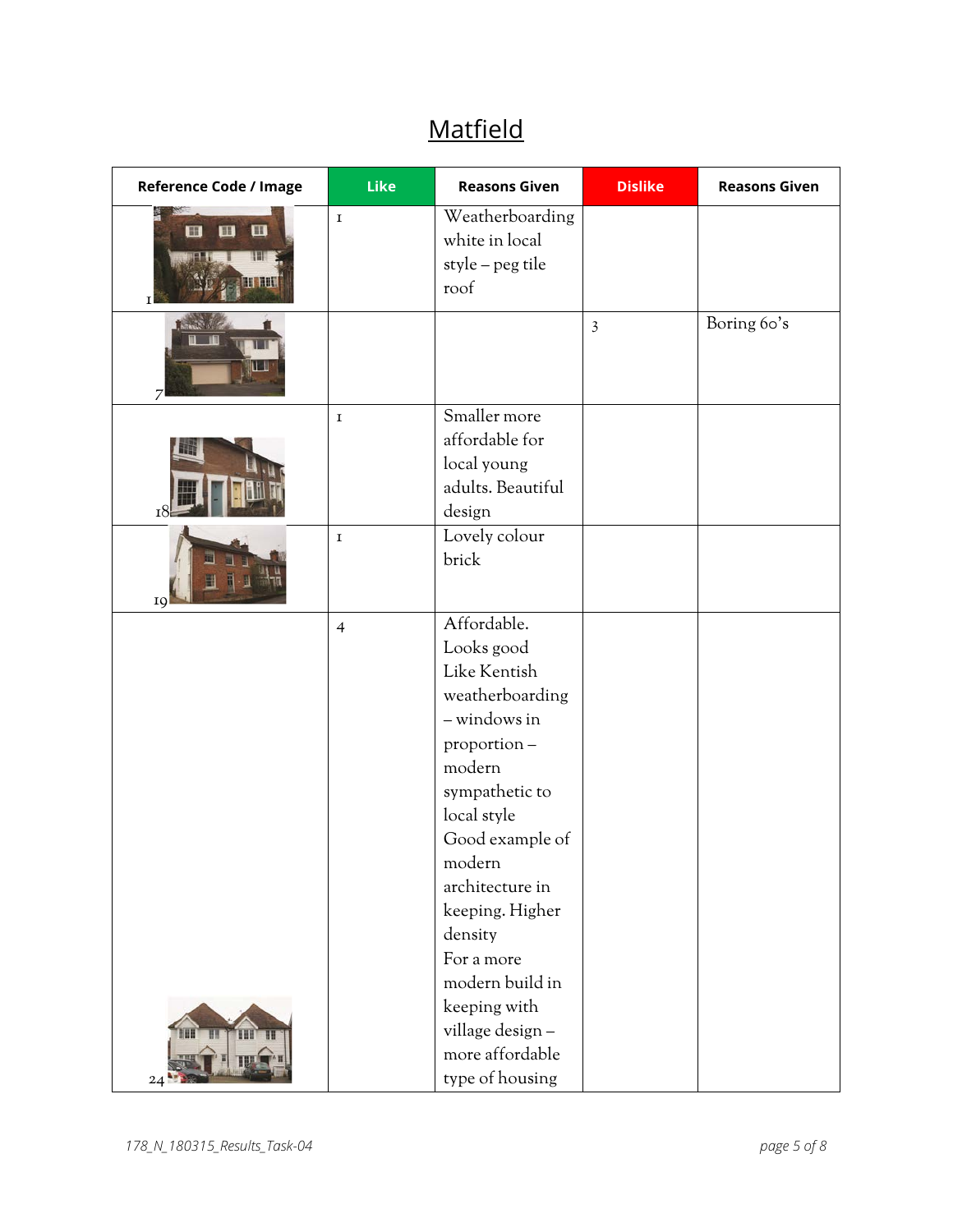# Matfield

| Reference Code / Image | Like | Reasons Given | Dislike | Reasons Given |
|---|---|---|---|---|
| 1 | 1 | Weatherboarding white in local style – peg tile roof | | |
| 7 | | | 3 | Boring 60's |
| 18 | 1 | Smaller more affordable for local young adults. Beautiful design | | |
| 19 | 1 | Lovely colour brick | | |
| 24 | 4 | Affordable. Looks good Like Kentish weatherboarding – windows in proportion – modern sympathetic to local style Good example of modern architecture in keeping. Higher density For a more modern build in keeping with village design – more affordable type of housing | | |

178_N_180315_Results_Task-04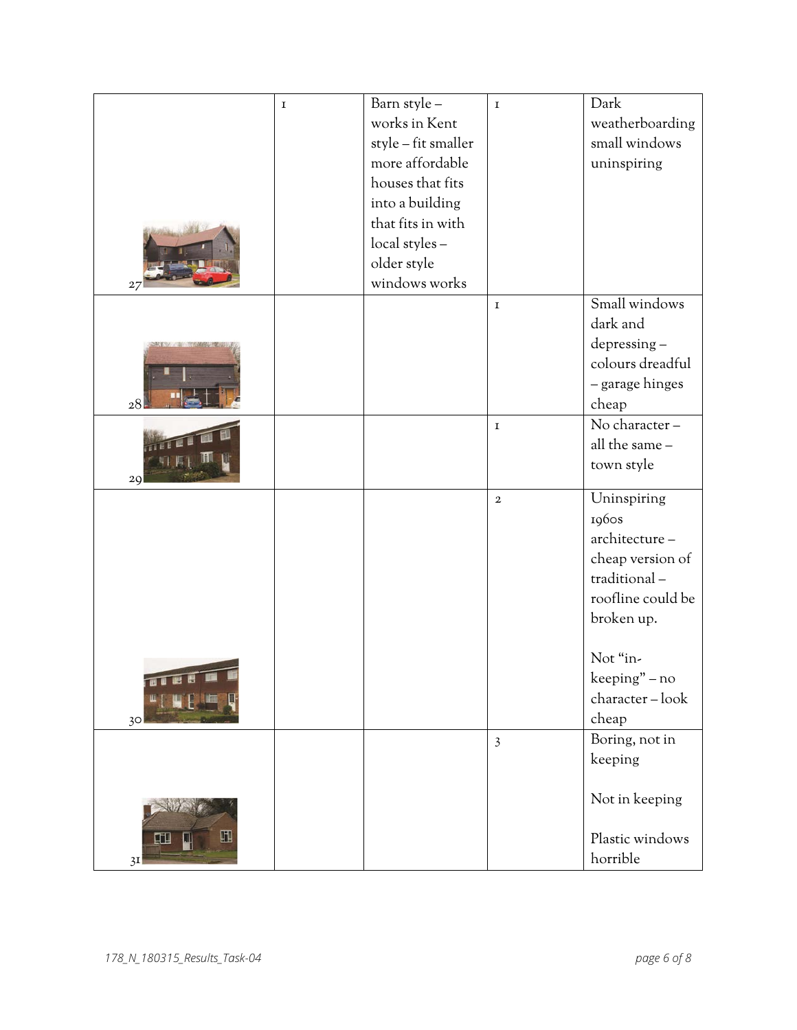|  |  |  |  |  |
|---|---|---|---|---|
| 27 | 1 | Barn style – works in Kent style – fit smaller more affordable houses that fits into a building that fits in with local styles – older style windows works | 1 | Dark weatherboarding small windows uninspiring |
| 28 |  |  | 1 | Small windows dark and depressing – colours dreadful – garage hinges cheap |
| 29 |  |  | 1 | No character – all the same – town style |
| 30 |  |  | 2 | Uninspiring 1960s architecture – cheap version of traditional – roofline could be broken up.<br><br>Not "in-keeping" – no character – look cheap |
| 31 |  |  | 3 | Boring, not in keeping<br><br>Not in keeping<br><br>Plastic windows horrible |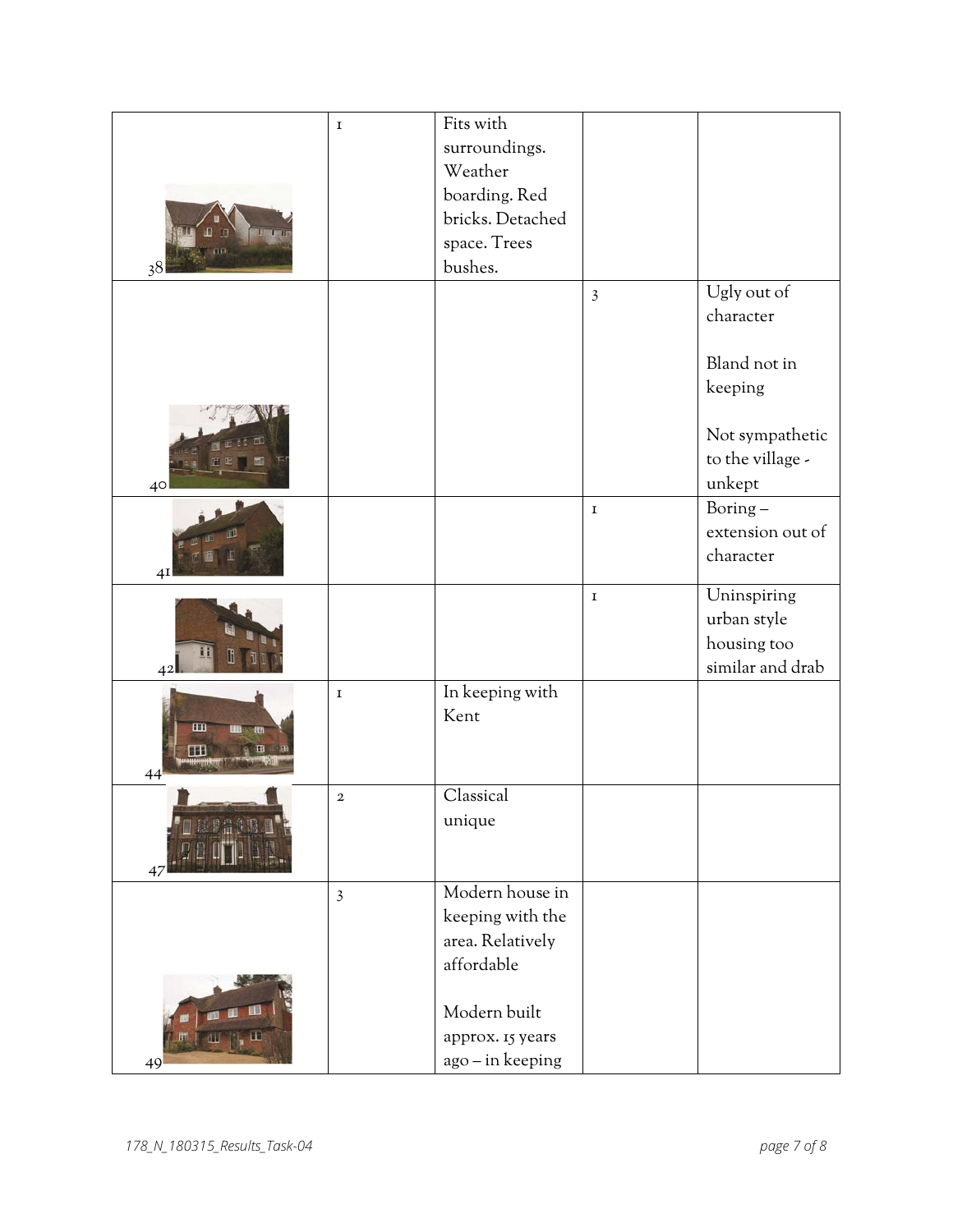| | | | | |
|---|---|---|---|---|
| 38 | 1 | Fits with surroundings. Weather boarding. Red bricks. Detached space. Trees bushes. | | |
| 40 | | | 3 | Ugly out of character<br><br>Bland not in keeping<br><br>Not sympathetic to the village - unkept |
| 41 | | | 1 | Boring – extension out of character |
| 42 | | | 1 | Uninspiring urban style housing too similar and drab |
| 44 | 1 | In keeping with Kent | | |
| 47 | 2 | Classical unique | | |
| 49 | 3 | Modern house in keeping with the area. Relatively affordable<br><br>Modern built approx. 15 years ago – in keeping | | |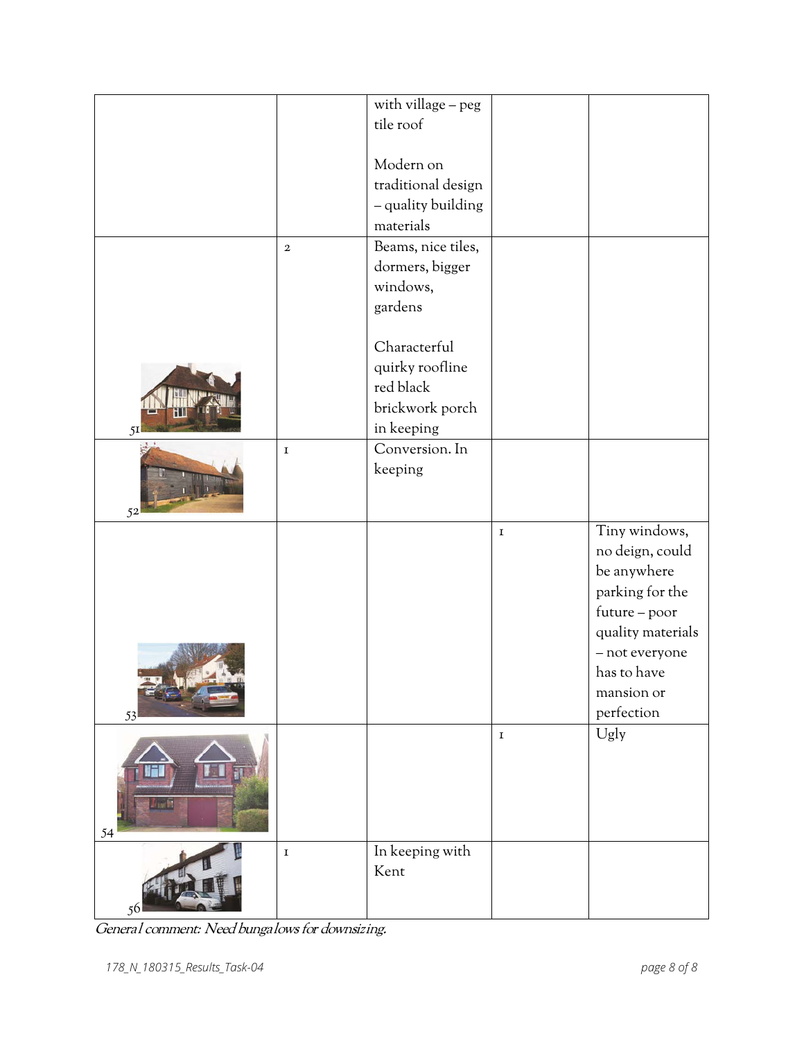| | | | | |
|---|---|---|---|---|
| | | with village – peg tile roof<br><br>Modern on traditional design – quality building materials | | |
| 51 | 2 | Beams, nice tiles, dormers, bigger windows, gardens<br><br>Characterful quirky roofline red black brickwork porch in keeping | | |
| 52 | 1 | Conversion. In keeping | | |
| 53 | | | 1 | Tiny windows, no deign, could be anywhere parking for the future – poor quality materials – not everyone has to have mansion or perfection |
| 54 | | | 1 | Ugly |
| 56 | 1 | In keeping with Kent | | |

*General comment: Need bungalows for downsizing.*